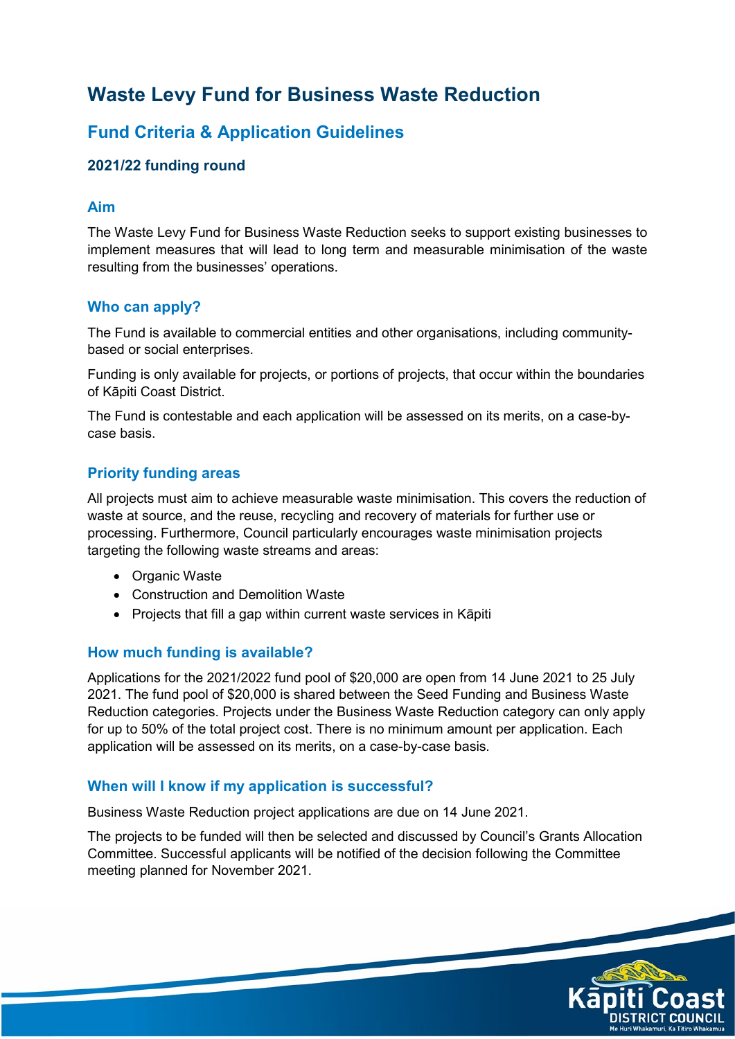# Waste Levy Fund for Business Waste Reduction

## Fund Criteria & Application Guidelines

### 2021/22 funding round

## Aim

The Waste Levy Fund for Business Waste Reduction seeks to support existing businesses to implement measures that will lead to long term and measurable minimisation of the waste resulting from the businesses' operations.

## Who can apply?

The Fund is available to commercial entities and other organisations, including community-based or social enterprises.

Funding is only available for projects, or portions of projects, that occur within the boundaries of Kāpiti Coast District.

The Fund is contestable and each application will be assessed on its merits, on a case-by-case basis.

## Priority funding areas

All projects must aim to achieve measurable waste minimisation. This covers the reduction of waste at source, and the reuse, recycling and recovery of materials for further use or processing. Furthermore, Council particularly encourages waste minimisation projects targeting the following waste streams and areas:

- Organic Waste
- Construction and Demolition Waste
- Projects that fill a gap within current waste services in Kāpiti

## How much funding is available?

Applications for the 2021/2022 fund pool of $20,000 are open from 14 June 2021 to 25 July 2021. The fund pool of $20,000 is shared between the Seed Funding and Business Waste Reduction categories. Projects under the Business Waste Reduction category can only apply for up to 50% of the total project cost. There is no minimum amount per application. Each application will be assessed on its merits, on a case-by-case basis.

## When will I know if my application is successful?

Business Waste Reduction project applications are due on 14 June 2021.

The projects to be funded will then be selected and discussed by Council's Grants Allocation Committee. Successful applicants will be notified of the decision following the Committee meeting planned for November 2021.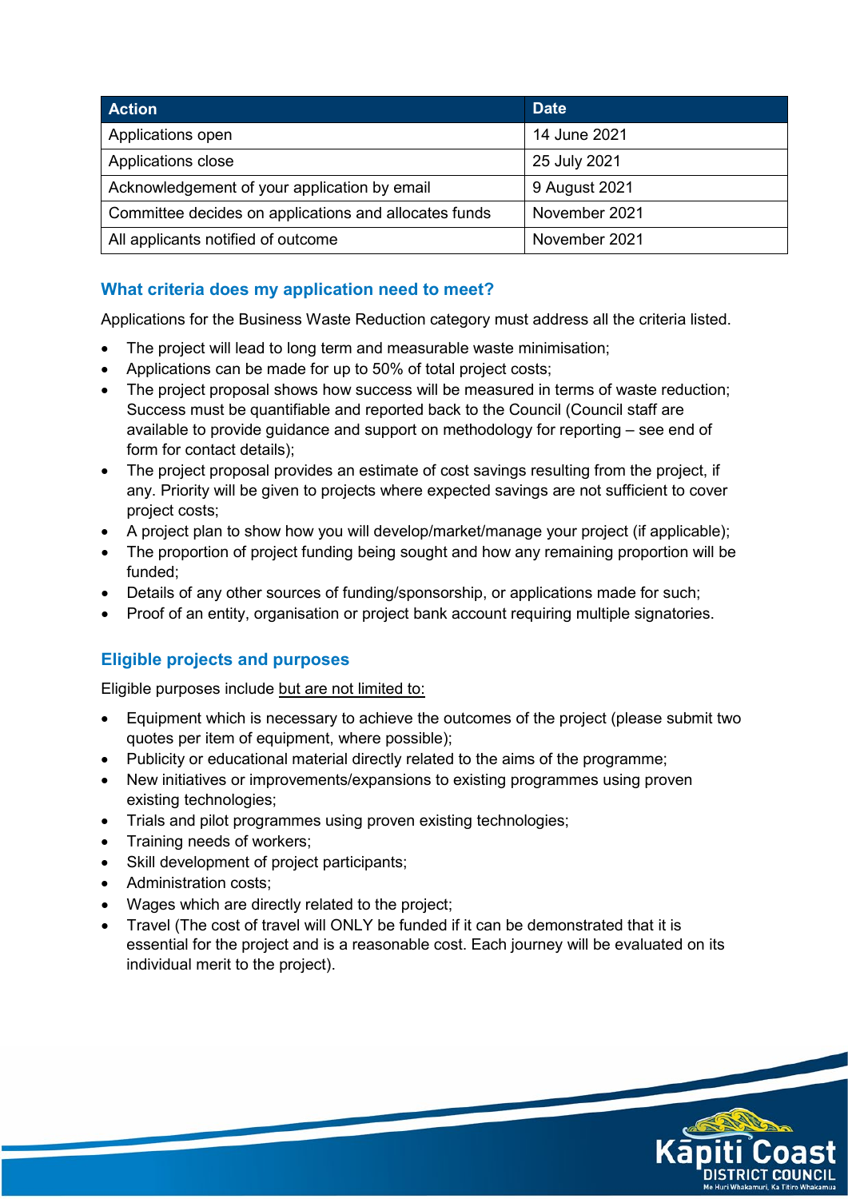| Action | Date |
|---|---|
| Applications open | 14 June 2021 |
| Applications close | 25 July 2021 |
| Acknowledgement of your application by email | 9 August 2021 |
| Committee decides on applications and allocates funds | November 2021 |
| All applicants notified of outcome | November 2021 |

## What criteria does my application need to meet?

Applications for the Business Waste Reduction category must address all the criteria listed.

- The project will lead to long term and measurable waste minimisation;
- Applications can be made for up to 50% of total project costs;
- The project proposal shows how success will be measured in terms of waste reduction; Success must be quantifiable and reported back to the Council (Council staff are available to provide guidance and support on methodology for reporting – see end of form for contact details);
- The project proposal provides an estimate of cost savings resulting from the project, if any. Priority will be given to projects where expected savings are not sufficient to cover project costs;
- A project plan to show how you will develop/market/manage your project (if applicable);
- The proportion of project funding being sought and how any remaining proportion will be funded;
- Details of any other sources of funding/sponsorship, or applications made for such;
- Proof of an entity, organisation or project bank account requiring multiple signatories.

## Eligible projects and purposes

Eligible purposes include but are not limited to:

- Equipment which is necessary to achieve the outcomes of the project (please submit two quotes per item of equipment, where possible);
- Publicity or educational material directly related to the aims of the programme;
- New initiatives or improvements/expansions to existing programmes using proven existing technologies;
- Trials and pilot programmes using proven existing technologies;
- Training needs of workers;
- Skill development of project participants;
- Administration costs;
- Wages which are directly related to the project;
- Travel (The cost of travel will ONLY be funded if it can be demonstrated that it is essential for the project and is a reasonable cost. Each journey will be evaluated on its individual merit to the project).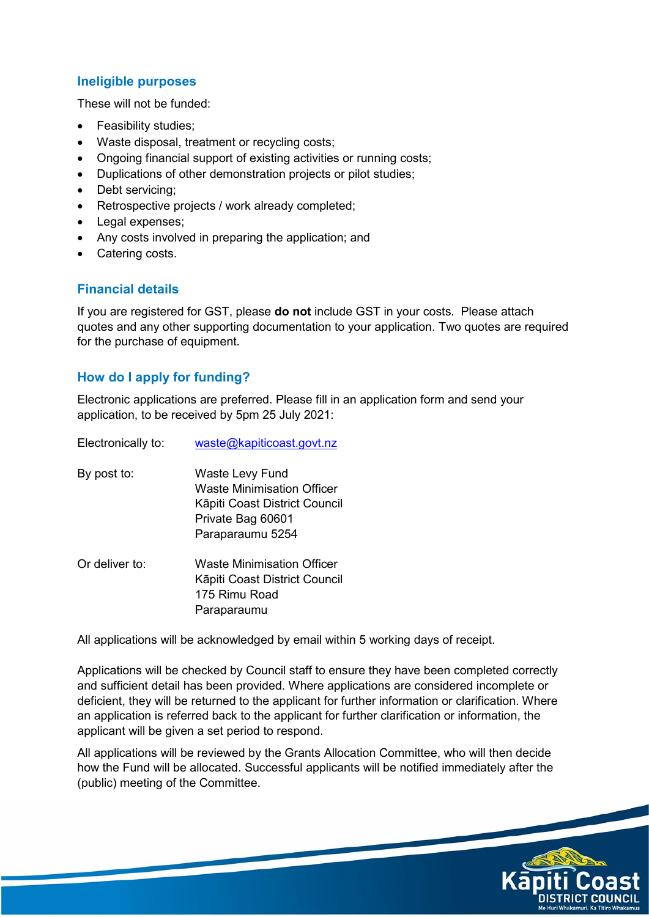## Ineligible purposes

These will not be funded:

- Feasibility studies;
- Waste disposal, treatment or recycling costs;
- Ongoing financial support of existing activities or running costs;
- Duplications of other demonstration projects or pilot studies;
- Debt servicing;
- Retrospective projects / work already completed;
- Legal expenses;
- Any costs involved in preparing the application; and
- Catering costs.

## Financial details

If you are registered for GST, please **do not** include GST in your costs. Please attach quotes and any other supporting documentation to your application. Two quotes are required for the purchase of equipment.

## How do I apply for funding?

Electronic applications are preferred. Please fill in an application form and send your application, to be received by 5pm 25 July 2021:

Electronically to: waste@kapiticoast.govt.nz

By post to:
Waste Levy Fund
Waste Minimisation Officer
Kāpiti Coast District Council
Private Bag 60601
Paraparaumu 5254

Or deliver to:
Waste Minimisation Officer
Kāpiti Coast District Council
175 Rimu Road
Paraparaumu

All applications will be acknowledged by email within 5 working days of receipt.

Applications will be checked by Council staff to ensure they have been completed correctly and sufficient detail has been provided. Where applications are considered incomplete or deficient, they will be returned to the applicant for further information or clarification. Where an application is referred back to the applicant for further clarification or information, the applicant will be given a set period to respond.

All applications will be reviewed by the Grants Allocation Committee, who will then decide how the Fund will be allocated. Successful applicants will be notified immediately after the (public) meeting of the Committee.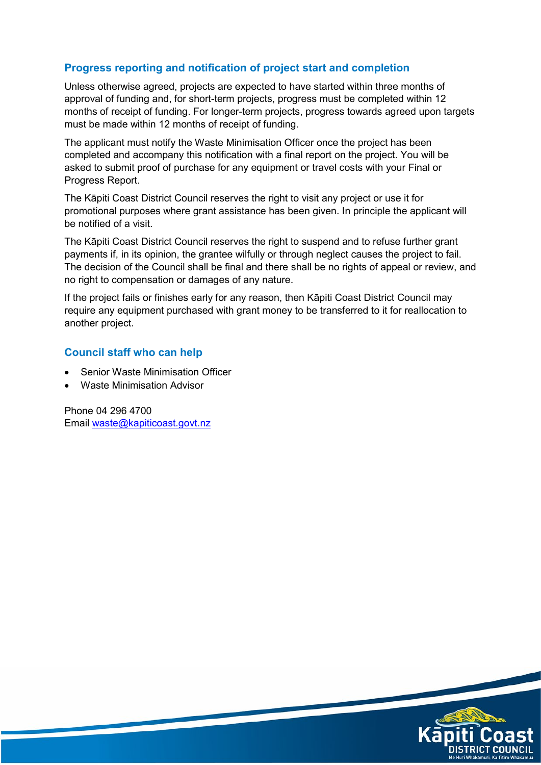## Progress reporting and notification of project start and completion

Unless otherwise agreed, projects are expected to have started within three months of approval of funding and, for short-term projects, progress must be completed within 12 months of receipt of funding. For longer-term projects, progress towards agreed upon targets must be made within 12 months of receipt of funding.

The applicant must notify the Waste Minimisation Officer once the project has been completed and accompany this notification with a final report on the project. You will be asked to submit proof of purchase for any equipment or travel costs with your Final or Progress Report.

The Kāpiti Coast District Council reserves the right to visit any project or use it for promotional purposes where grant assistance has been given. In principle the applicant will be notified of a visit.

The Kāpiti Coast District Council reserves the right to suspend and to refuse further grant payments if, in its opinion, the grantee wilfully or through neglect causes the project to fail. The decision of the Council shall be final and there shall be no rights of appeal or review, and no right to compensation or damages of any nature.

If the project fails or finishes early for any reason, then Kāpiti Coast District Council may require any equipment purchased with grant money to be transferred to it for reallocation to another project.

## Council staff who can help

- Senior Waste Minimisation Officer
- Waste Minimisation Advisor

Phone 04 296 4700
Email waste@kapiticoast.govt.nz